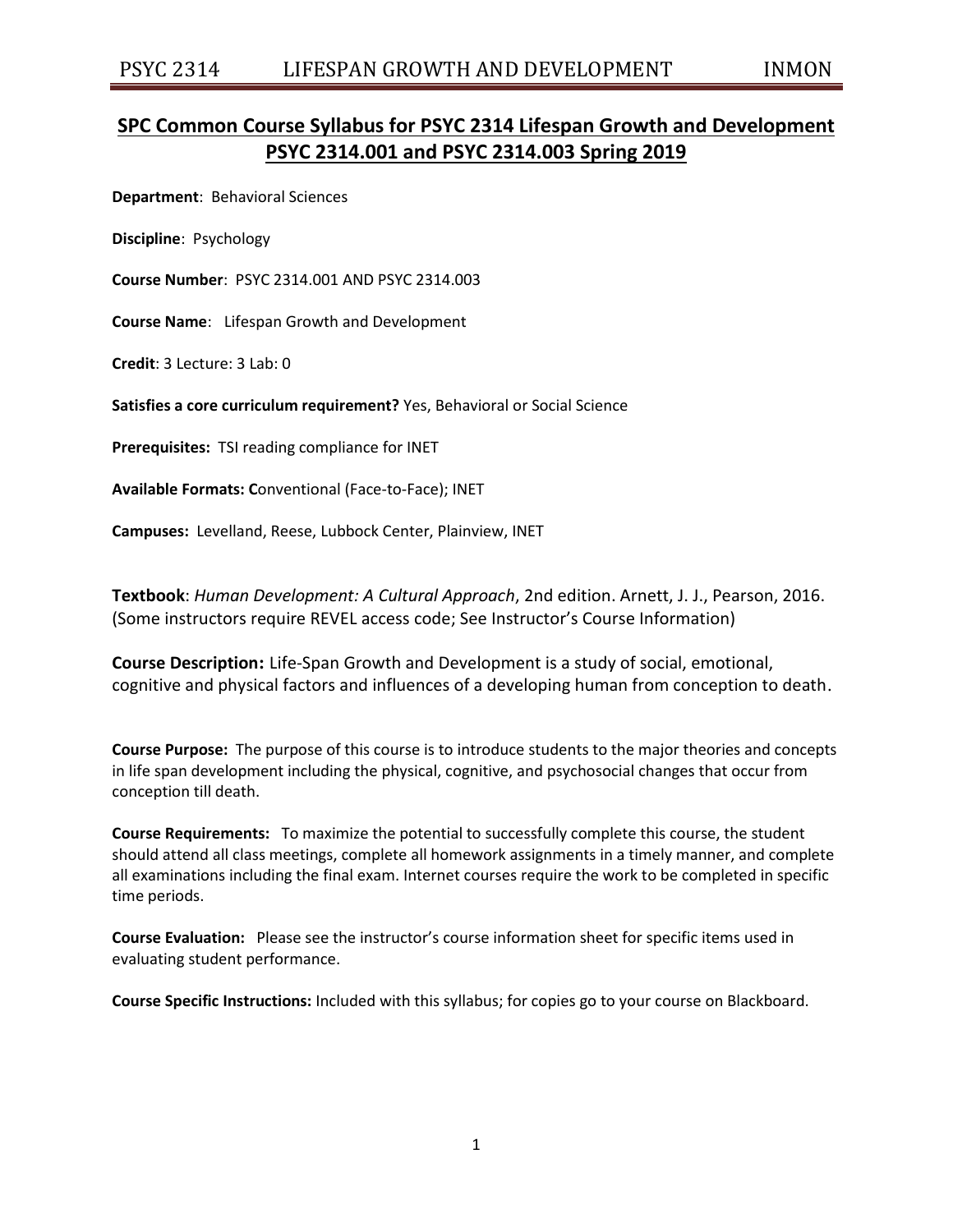# SPC Common Course Syllabus for PSYC 2314 Lifespan Growth and Development PSYC 2314.001 and PSYC 2314.003 Spring 2019

**Department**: Behavioral Sciences

**Discipline**: Psychology

**Course Number**: PSYC 2314.001 AND PSYC 2314.003

**Course Name**: Lifespan Growth and Development

**Credit**: 3 Lecture: 3 Lab: 0

**Satisfies a core curriculum requirement?** Yes, Behavioral or Social Science

**Prerequisites:** TSI reading compliance for INET

**Available Formats: C**onventional (Face-to-Face); INET

**Campuses:** Levelland, Reese, Lubbock Center, Plainview, INET

**Textbook**: *Human Development: A Cultural Approach*, 2nd edition. Arnett, J. J., Pearson, 2016. (Some instructors require REVEL access code; See Instructor's Course Information)

**Course Description:** Life-Span Growth and Development is a study of social, emotional, cognitive and physical factors and influences of a developing human from conception to death.

**Course Purpose:** The purpose of this course is to introduce students to the major theories and concepts in life span development including the physical, cognitive, and psychosocial changes that occur from conception till death.

**Course Requirements:** To maximize the potential to successfully complete this course, the student should attend all class meetings, complete all homework assignments in a timely manner, and complete all examinations including the final exam. Internet courses require the work to be completed in specific time periods.

**Course Evaluation:** Please see the instructor's course information sheet for specific items used in evaluating student performance.

**Course Specific Instructions:** Included with this syllabus; for copies go to your course on Blackboard.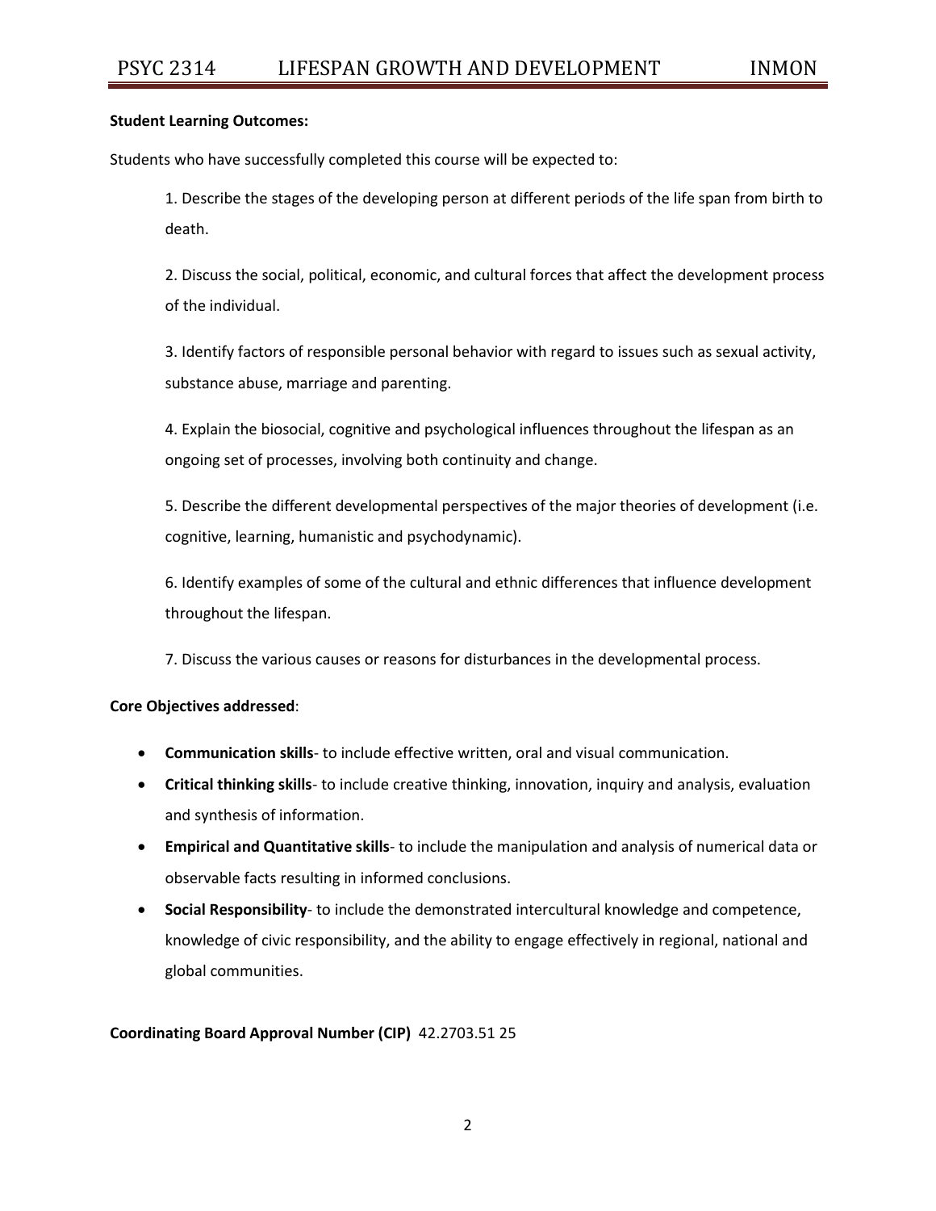**Student Learning Outcomes:**

Students who have successfully completed this course will be expected to:

1. Describe the stages of the developing person at different periods of the life span from birth to death.

2. Discuss the social, political, economic, and cultural forces that affect the development process of the individual.

3. Identify factors of responsible personal behavior with regard to issues such as sexual activity, substance abuse, marriage and parenting.

4. Explain the biosocial, cognitive and psychological influences throughout the lifespan as an ongoing set of processes, involving both continuity and change.

5. Describe the different developmental perspectives of the major theories of development (i.e. cognitive, learning, humanistic and psychodynamic).

6. Identify examples of some of the cultural and ethnic differences that influence development throughout the lifespan.

7. Discuss the various causes or reasons for disturbances in the developmental process.

**Core Objectives addressed**:

- **Communication skills**- to include effective written, oral and visual communication.
- **Critical thinking skills**- to include creative thinking, innovation, inquiry and analysis, evaluation and synthesis of information.
- **Empirical and Quantitative skills**- to include the manipulation and analysis of numerical data or observable facts resulting in informed conclusions.
- **Social Responsibility**- to include the demonstrated intercultural knowledge and competence, knowledge of civic responsibility, and the ability to engage effectively in regional, national and global communities.

**Coordinating Board Approval Number (CIP)** 42.2703.51 25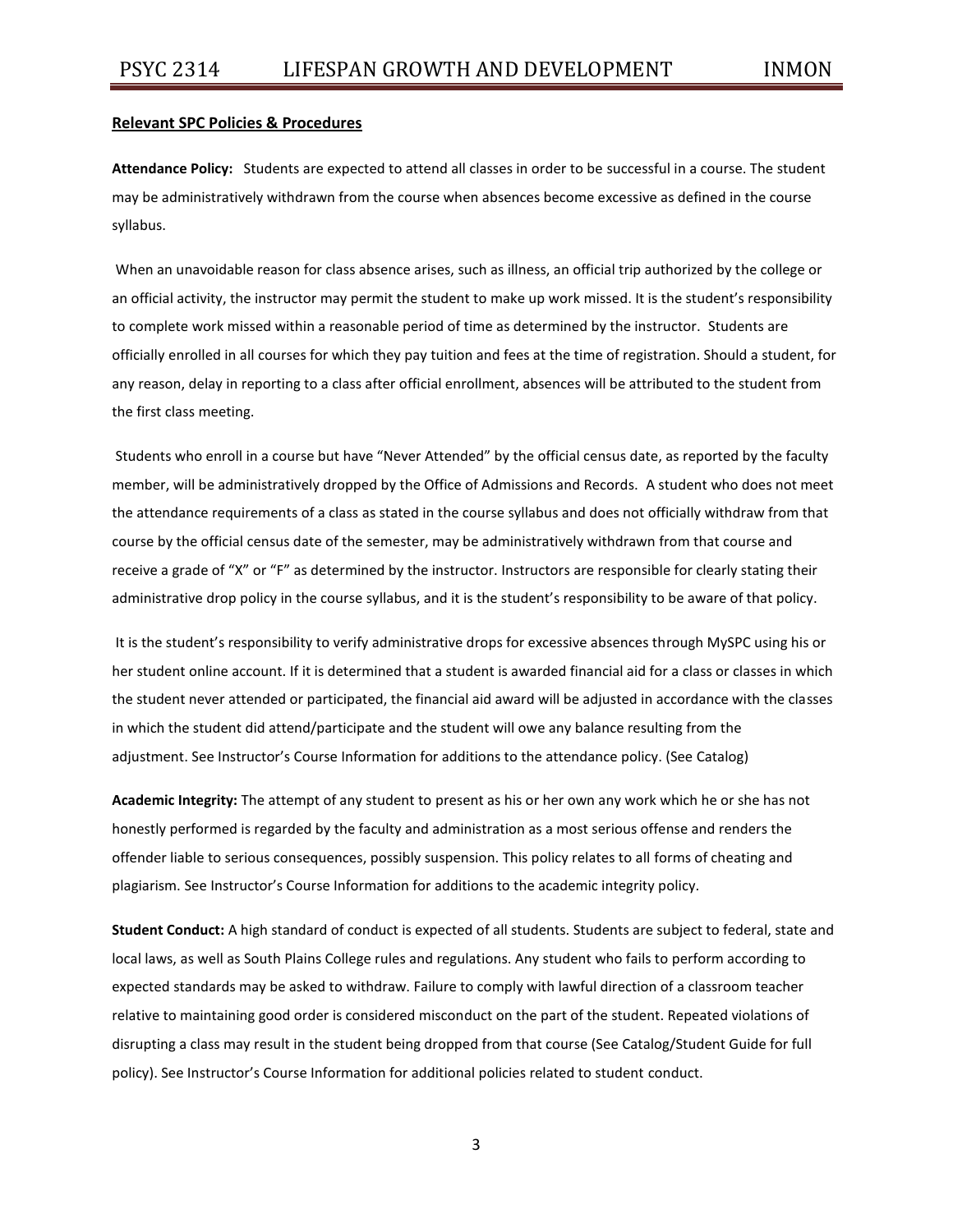**Relevant SPC Policies & Procedures**

**Attendance Policy:** Students are expected to attend all classes in order to be successful in a course. The student may be administratively withdrawn from the course when absences become excessive as defined in the course syllabus.

When an unavoidable reason for class absence arises, such as illness, an official trip authorized by the college or an official activity, the instructor may permit the student to make up work missed. It is the student's responsibility to complete work missed within a reasonable period of time as determined by the instructor. Students are officially enrolled in all courses for which they pay tuition and fees at the time of registration. Should a student, for any reason, delay in reporting to a class after official enrollment, absences will be attributed to the student from the first class meeting.

Students who enroll in a course but have "Never Attended" by the official census date, as reported by the faculty member, will be administratively dropped by the Office of Admissions and Records. A student who does not meet the attendance requirements of a class as stated in the course syllabus and does not officially withdraw from that course by the official census date of the semester, may be administratively withdrawn from that course and receive a grade of "X" or "F" as determined by the instructor. Instructors are responsible for clearly stating their administrative drop policy in the course syllabus, and it is the student's responsibility to be aware of that policy.

It is the student's responsibility to verify administrative drops for excessive absences through MySPC using his or her student online account. If it is determined that a student is awarded financial aid for a class or classes in which the student never attended or participated, the financial aid award will be adjusted in accordance with the classes in which the student did attend/participate and the student will owe any balance resulting from the adjustment. See Instructor's Course Information for additions to the attendance policy. (See Catalog)

**Academic Integrity:** The attempt of any student to present as his or her own any work which he or she has not honestly performed is regarded by the faculty and administration as a most serious offense and renders the offender liable to serious consequences, possibly suspension. This policy relates to all forms of cheating and plagiarism. See Instructor's Course Information for additions to the academic integrity policy.

**Student Conduct:** A high standard of conduct is expected of all students. Students are subject to federal, state and local laws, as well as South Plains College rules and regulations. Any student who fails to perform according to expected standards may be asked to withdraw. Failure to comply with lawful direction of a classroom teacher relative to maintaining good order is considered misconduct on the part of the student. Repeated violations of disrupting a class may result in the student being dropped from that course (See Catalog/Student Guide for full policy). See Instructor's Course Information for additional policies related to student conduct.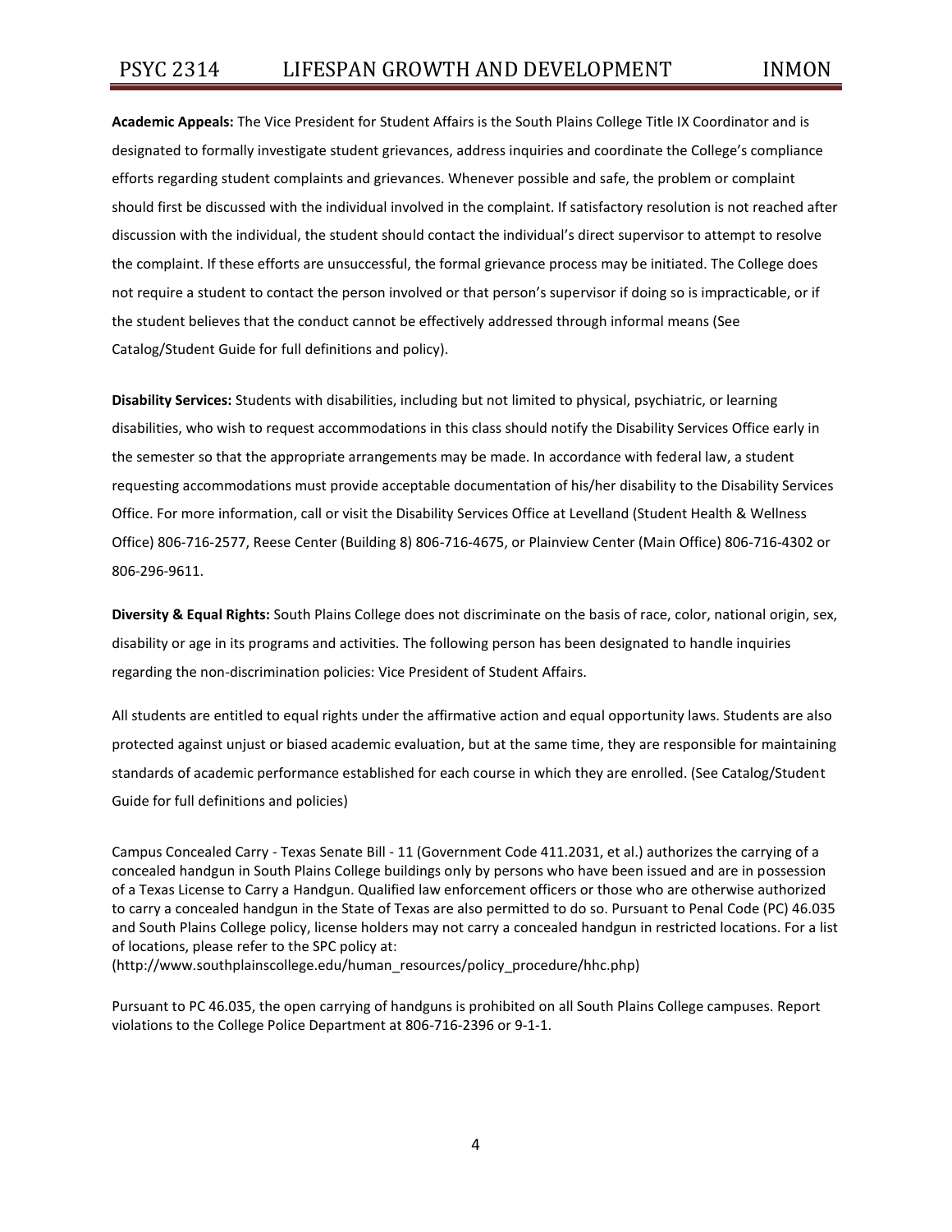**Academic Appeals:** The Vice President for Student Affairs is the South Plains College Title IX Coordinator and is designated to formally investigate student grievances, address inquiries and coordinate the College's compliance efforts regarding student complaints and grievances. Whenever possible and safe, the problem or complaint should first be discussed with the individual involved in the complaint. If satisfactory resolution is not reached after discussion with the individual, the student should contact the individual's direct supervisor to attempt to resolve the complaint. If these efforts are unsuccessful, the formal grievance process may be initiated. The College does not require a student to contact the person involved or that person's supervisor if doing so is impracticable, or if the student believes that the conduct cannot be effectively addressed through informal means (See Catalog/Student Guide for full definitions and policy).

**Disability Services:** Students with disabilities, including but not limited to physical, psychiatric, or learning disabilities, who wish to request accommodations in this class should notify the Disability Services Office early in the semester so that the appropriate arrangements may be made. In accordance with federal law, a student requesting accommodations must provide acceptable documentation of his/her disability to the Disability Services Office. For more information, call or visit the Disability Services Office at Levelland (Student Health & Wellness Office) 806-716-2577, Reese Center (Building 8) 806-716-4675, or Plainview Center (Main Office) 806-716-4302 or 806-296-9611.

**Diversity & Equal Rights:** South Plains College does not discriminate on the basis of race, color, national origin, sex, disability or age in its programs and activities. The following person has been designated to handle inquiries regarding the non-discrimination policies: Vice President of Student Affairs.

All students are entitled to equal rights under the affirmative action and equal opportunity laws. Students are also protected against unjust or biased academic evaluation, but at the same time, they are responsible for maintaining standards of academic performance established for each course in which they are enrolled. (See Catalog/Student Guide for full definitions and policies)

Campus Concealed Carry - Texas Senate Bill - 11 (Government Code 411.2031, et al.) authorizes the carrying of a concealed handgun in South Plains College buildings only by persons who have been issued and are in possession of a Texas License to Carry a Handgun. Qualified law enforcement officers or those who are otherwise authorized to carry a concealed handgun in the State of Texas are also permitted to do so. Pursuant to Penal Code (PC) 46.035 and South Plains College policy, license holders may not carry a concealed handgun in restricted locations. For a list of locations, please refer to the SPC policy at: (http://www.southplainscollege.edu/human_resources/policy_procedure/hhc.php)

Pursuant to PC 46.035, the open carrying of handguns is prohibited on all South Plains College campuses. Report violations to the College Police Department at 806-716-2396 or 9-1-1.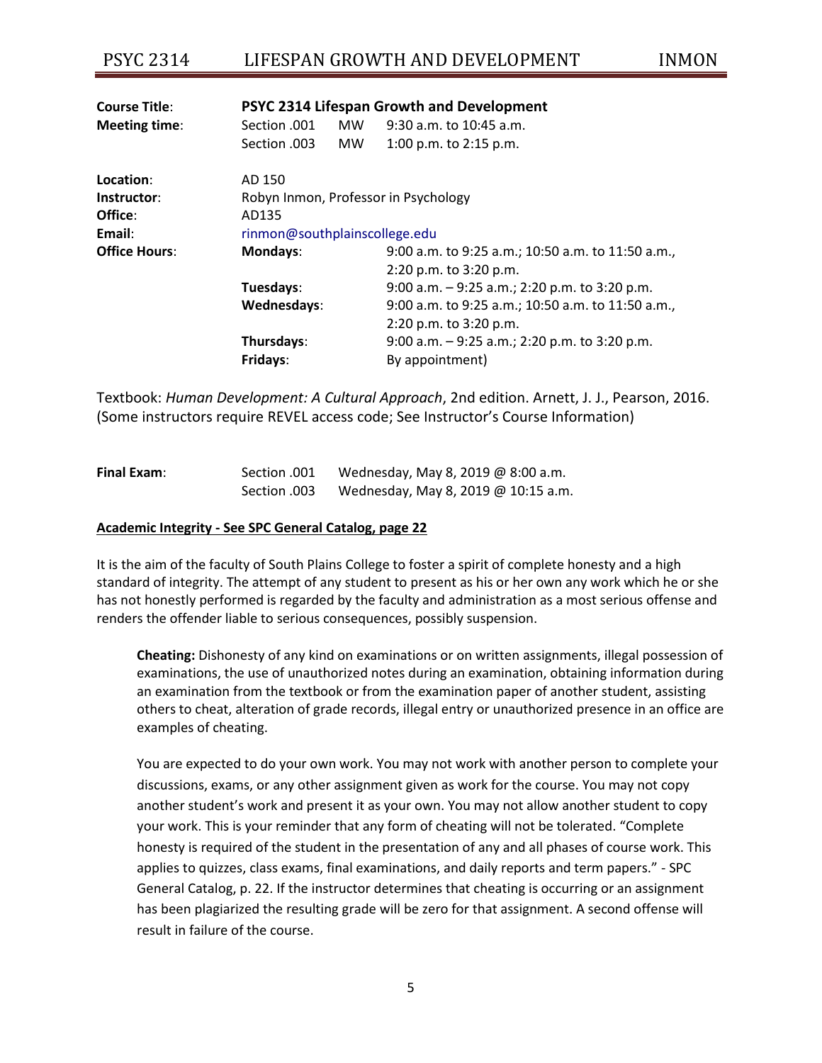| | | | |
|---|---|---|---|
| **Course Title**: | **PSYC 2314 Lifespan Growth and Development** | | |
| **Meeting time**: | Section .001 | MW | 9:30 a.m. to 10:45 a.m. |
| | Section .003 | MW | 1:00 p.m. to 2:15 p.m. |
| **Location**: | AD 150 | | |
| **Instructor**: | Robyn Inmon, Professor in Psychology | | |
| **Office**: | AD135 | | |
| **Email**: | rinmon@southplainscollege.edu | | |
| **Office Hours**: | **Mondays**: | | 9:00 a.m. to 9:25 a.m.; 10:50 a.m. to 11:50 a.m., 2:20 p.m. to 3:20 p.m. |
| | **Tuesdays**: | | 9:00 a.m. – 9:25 a.m.; 2:20 p.m. to 3:20 p.m. |
| | **Wednesdays**: | | 9:00 a.m. to 9:25 a.m.; 10:50 a.m. to 11:50 a.m., 2:20 p.m. to 3:20 p.m. |
| | **Thursdays**: | | 9:00 a.m. – 9:25 a.m.; 2:20 p.m. to 3:20 p.m. |
| | **Fridays**: | | By appointment) |

Textbook: *Human Development: A Cultural Approach*, 2nd edition. Arnett, J. J., Pearson, 2016. (Some instructors require REVEL access code; See Instructor's Course Information)

| | | |
|---|---|---|
| **Final Exam**: | Section .001 | Wednesday, May 8, 2019 @ 8:00 a.m. |
| | Section .003 | Wednesday, May 8, 2019 @ 10:15 a.m. |

**Academic Integrity - See SPC General Catalog, page 22**

It is the aim of the faculty of South Plains College to foster a spirit of complete honesty and a high standard of integrity. The attempt of any student to present as his or her own any work which he or she has not honestly performed is regarded by the faculty and administration as a most serious offense and renders the offender liable to serious consequences, possibly suspension.

**Cheating:** Dishonesty of any kind on examinations or on written assignments, illegal possession of examinations, the use of unauthorized notes during an examination, obtaining information during an examination from the textbook or from the examination paper of another student, assisting others to cheat, alteration of grade records, illegal entry or unauthorized presence in an office are examples of cheating.

You are expected to do your own work. You may not work with another person to complete your discussions, exams, or any other assignment given as work for the course. You may not copy another student's work and present it as your own. You may not allow another student to copy your work. This is your reminder that any form of cheating will not be tolerated. "Complete honesty is required of the student in the presentation of any and all phases of course work. This applies to quizzes, class exams, final examinations, and daily reports and term papers." - SPC General Catalog, p. 22. If the instructor determines that cheating is occurring or an assignment has been plagiarized the resulting grade will be zero for that assignment. A second offense will result in failure of the course.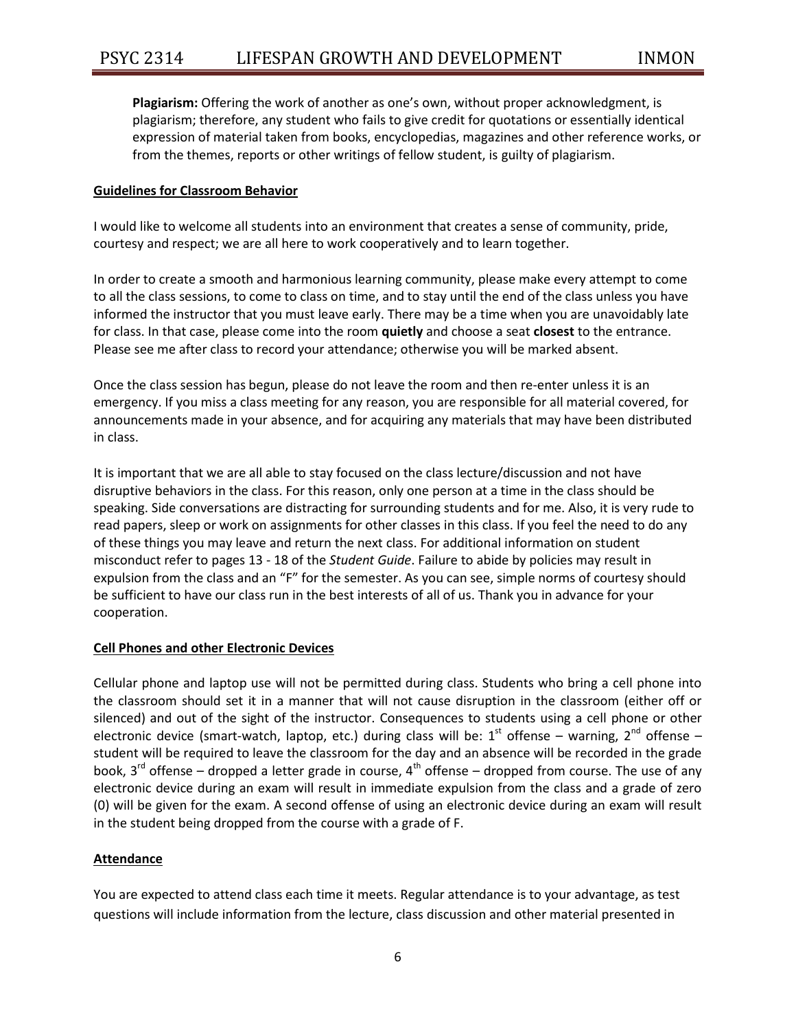**Plagiarism:** Offering the work of another as one's own, without proper acknowledgment, is plagiarism; therefore, any student who fails to give credit for quotations or essentially identical expression of material taken from books, encyclopedias, magazines and other reference works, or from the themes, reports or other writings of fellow student, is guilty of plagiarism.

## Guidelines for Classroom Behavior

I would like to welcome all students into an environment that creates a sense of community, pride, courtesy and respect; we are all here to work cooperatively and to learn together.

In order to create a smooth and harmonious learning community, please make every attempt to come to all the class sessions, to come to class on time, and to stay until the end of the class unless you have informed the instructor that you must leave early. There may be a time when you are unavoidably late for class. In that case, please come into the room **quietly** and choose a seat **closest** to the entrance. Please see me after class to record your attendance; otherwise you will be marked absent.

Once the class session has begun, please do not leave the room and then re-enter unless it is an emergency. If you miss a class meeting for any reason, you are responsible for all material covered, for announcements made in your absence, and for acquiring any materials that may have been distributed in class.

It is important that we are all able to stay focused on the class lecture/discussion and not have disruptive behaviors in the class. For this reason, only one person at a time in the class should be speaking. Side conversations are distracting for surrounding students and for me. Also, it is very rude to read papers, sleep or work on assignments for other classes in this class. If you feel the need to do any of these things you may leave and return the next class. For additional information on student misconduct refer to pages 13 - 18 of the *Student Guide*. Failure to abide by policies may result in expulsion from the class and an "F" for the semester. As you can see, simple norms of courtesy should be sufficient to have our class run in the best interests of all of us. Thank you in advance for your cooperation.

## Cell Phones and other Electronic Devices

Cellular phone and laptop use will not be permitted during class. Students who bring a cell phone into the classroom should set it in a manner that will not cause disruption in the classroom (either off or silenced) and out of the sight of the instructor. Consequences to students using a cell phone or other electronic device (smart-watch, laptop, etc.) during class will be: 1st offense – warning, 2nd offense – student will be required to leave the classroom for the day and an absence will be recorded in the grade book, 3rd offense – dropped a letter grade in course, 4th offense – dropped from course. The use of any electronic device during an exam will result in immediate expulsion from the class and a grade of zero (0) will be given for the exam. A second offense of using an electronic device during an exam will result in the student being dropped from the course with a grade of F.

## Attendance

You are expected to attend class each time it meets. Regular attendance is to your advantage, as test questions will include information from the lecture, class discussion and other material presented in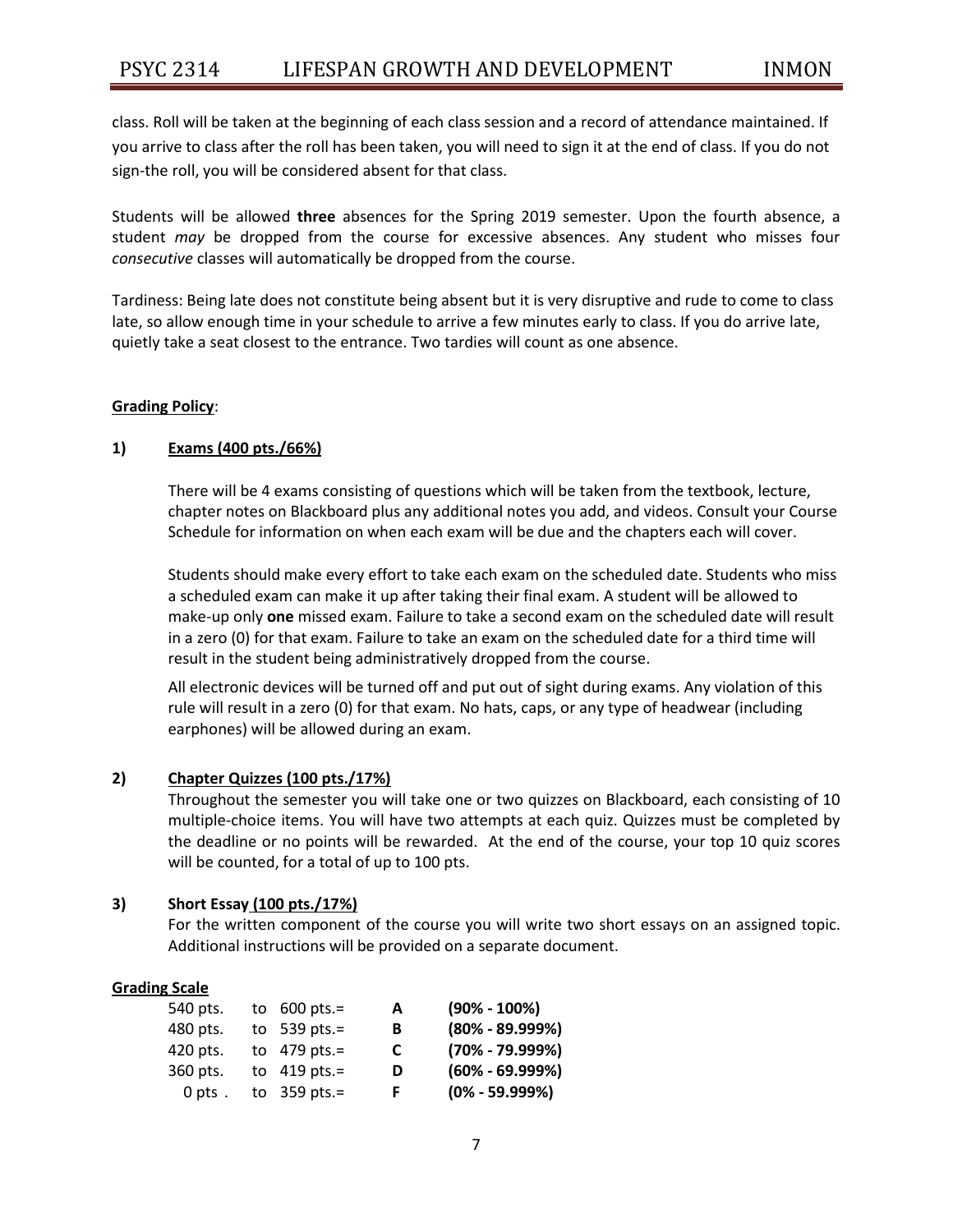class. Roll will be taken at the beginning of each class session and a record of attendance maintained. If you arrive to class after the roll has been taken, you will need to sign it at the end of class. If you do not sign-the roll, you will be considered absent for that class.

Students will be allowed **three** absences for the Spring 2019 semester. Upon the fourth absence, a student *may* be dropped from the course for excessive absences. Any student who misses four *consecutive* classes will automatically be dropped from the course.

Tardiness: Being late does not constitute being absent but it is very disruptive and rude to come to class late, so allow enough time in your schedule to arrive a few minutes early to class. If you do arrive late, quietly take a seat closest to the entrance. Two tardies will count as one absence.

**Grading Policy**:

**1) Exams (400 pts./66%)**

There will be 4 exams consisting of questions which will be taken from the textbook, lecture, chapter notes on Blackboard plus any additional notes you add, and videos. Consult your Course Schedule for information on when each exam will be due and the chapters each will cover.

Students should make every effort to take each exam on the scheduled date. Students who miss a scheduled exam can make it up after taking their final exam. A student will be allowed to make-up only **one** missed exam. Failure to take a second exam on the scheduled date will result in a zero (0) for that exam. Failure to take an exam on the scheduled date for a third time will result in the student being administratively dropped from the course.

All electronic devices will be turned off and put out of sight during exams. Any violation of this rule will result in a zero (0) for that exam. No hats, caps, or any type of headwear (including earphones) will be allowed during an exam.

**2) Chapter Quizzes (100 pts./17%)**

Throughout the semester you will take one or two quizzes on Blackboard, each consisting of 10 multiple-choice items. You will have two attempts at each quiz. Quizzes must be completed by the deadline or no points will be rewarded. At the end of the course, your top 10 quiz scores will be counted, for a total of up to 100 pts.

**3) Short Essay (100 pts./17%)**

For the written component of the course you will write two short essays on an assigned topic. Additional instructions will be provided on a separate document.

**Grading Scale**

| | | | |
|---|---|---|---|
| 540 pts. | to 600 pts.= | **A** | **(90% - 100%)** |
| 480 pts. | to 539 pts.= | **B** | **(80% - 89.999%)** |
| 420 pts. | to 479 pts.= | **C** | **(70% - 79.999%)** |
| 360 pts. | to 419 pts.= | **D** | **(60% - 69.999%)** |
| 0 pts . | to 359 pts.= | **F** | **(0% - 59.999%)** |